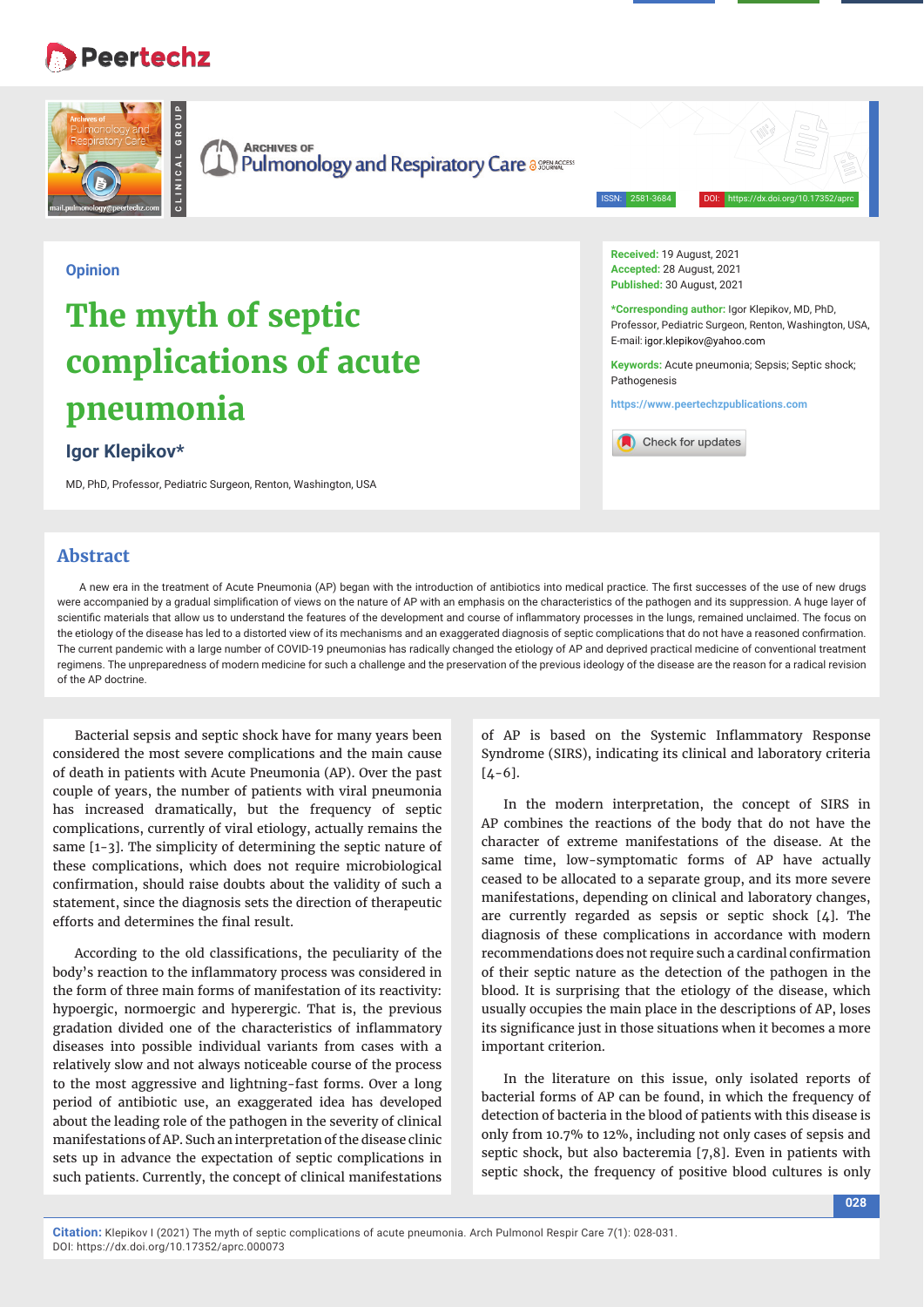Opinion

# The myth of septic complications of acute pneumonia

**Igor Klepikov***

MD, PhD, Professor, Pediatric Surgeon, Renton, Washington, USA

**Received:** 19 August, 2021
**Accepted:** 28 August, 2021
**Published:** 30 August, 2021

***Corresponding author:** Igor Klepikov, MD, PhD, Professor, Pediatric Surgeon, Renton, Washington, USA, E-mail: igor.klepikov@yahoo.com

**Keywords:** Acute pneumonia; Sepsis; Septic shock; Pathogenesis

https://www.peertechzpublications.com

## Abstract

A new era in the treatment of Acute Pneumonia (AP) began with the introduction of antibiotics into medical practice. The first successes of the use of new drugs were accompanied by a gradual simplification of views on the nature of AP with an emphasis on the characteristics of the pathogen and its suppression. A huge layer of scientific materials that allow us to understand the features of the development and course of inflammatory processes in the lungs, remained unclaimed. The focus on the etiology of the disease has led to a distorted view of its mechanisms and an exaggerated diagnosis of septic complications that do not have a reasoned confirmation. The current pandemic with a large number of COVID-19 pneumonias has radically changed the etiology of AP and deprived practical medicine of conventional treatment regimens. The unpreparedness of modern medicine for such a challenge and the preservation of the previous ideology of the disease are the reason for a radical revision of the AP doctrine.

Bacterial sepsis and septic shock have for many years been considered the most severe complications and the main cause of death in patients with Acute Pneumonia (AP). Over the past couple of years, the number of patients with viral pneumonia has increased dramatically, but the frequency of septic complications, currently of viral etiology, actually remains the same [1-3]. The simplicity of determining the septic nature of these complications, which does not require microbiological confirmation, should raise doubts about the validity of such a statement, since the diagnosis sets the direction of therapeutic efforts and determines the final result.

According to the old classifications, the peculiarity of the body's reaction to the inflammatory process was considered in the form of three main forms of manifestation of its reactivity: hypoergic, normoergic and hyperergic. That is, the previous gradation divided one of the characteristics of inflammatory diseases into possible individual variants from cases with a relatively slow and not always noticeable course of the process to the most aggressive and lightning-fast forms. Over a long period of antibiotic use, an exaggerated idea has developed about the leading role of the pathogen in the severity of clinical manifestations of AP. Such an interpretation of the disease clinic sets up in advance the expectation of septic complications in such patients. Currently, the concept of clinical manifestations of AP is based on the Systemic Inflammatory Response Syndrome (SIRS), indicating its clinical and laboratory criteria [4-6].

In the modern interpretation, the concept of SIRS in AP combines the reactions of the body that do not have the character of extreme manifestations of the disease. At the same time, low-symptomatic forms of AP have actually ceased to be allocated to a separate group, and its more severe manifestations, depending on clinical and laboratory changes, are currently regarded as sepsis or septic shock [4]. The diagnosis of these complications in accordance with modern recommendations does not require such a cardinal confirmation of their septic nature as the detection of the pathogen in the blood. It is surprising that the etiology of the disease, which usually occupies the main place in the descriptions of AP, loses its significance just in those situations when it becomes a more important criterion.

In the literature on this issue, only isolated reports of bacterial forms of AP can be found, in which the frequency of detection of bacteria in the blood of patients with this disease is only from 10.7% to 12%, including not only cases of sepsis and septic shock, but also bacteremia [7,8]. Even in patients with septic shock, the frequency of positive blood cultures is only

**Citation:** Klepikov I (2021) The myth of septic complications of acute pneumonia. Arch Pulmonol Respir Care 7(1): 028-031. DOI: https://dx.doi.org/10.17352/aprc.000073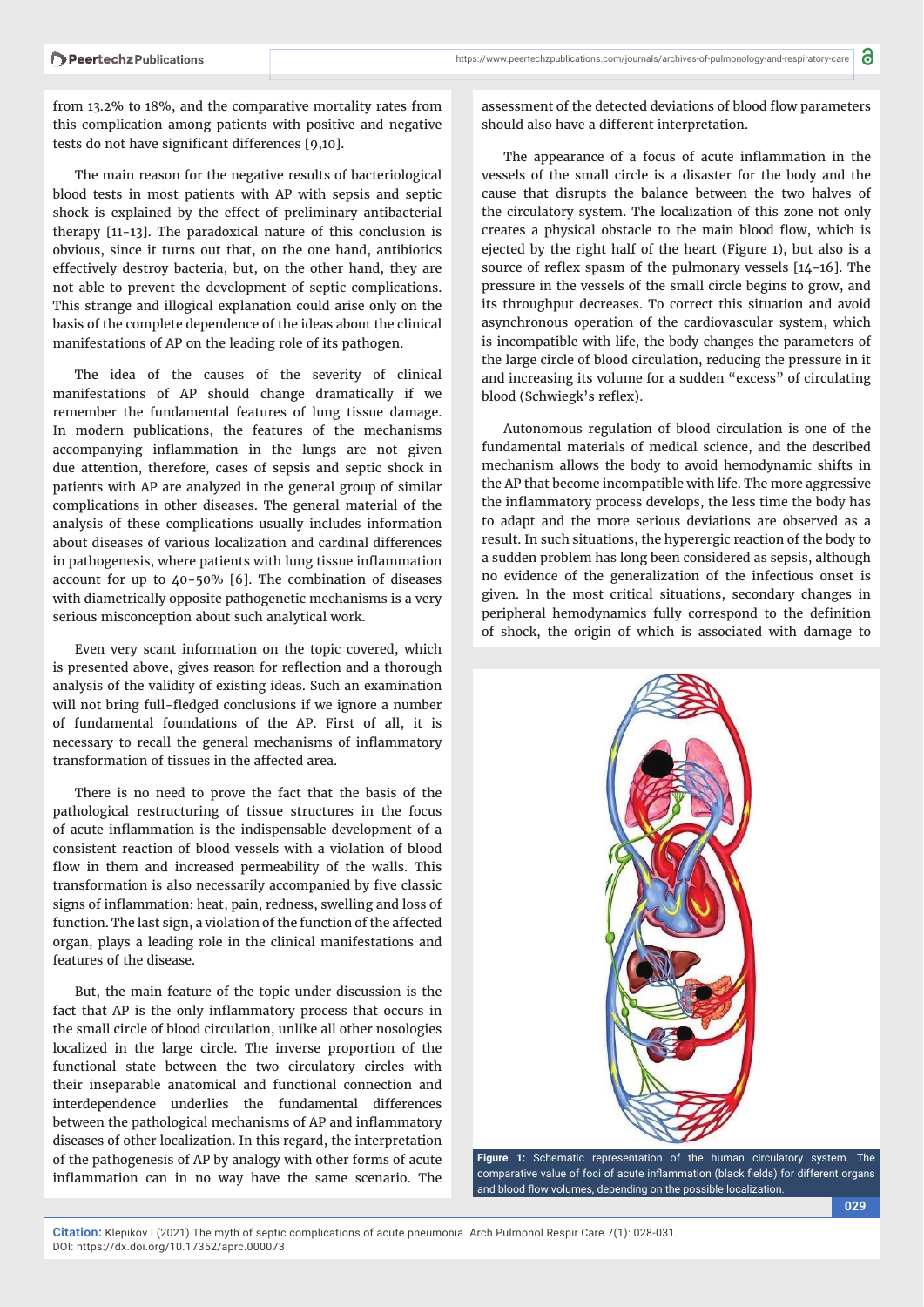from 13.2% to 18%, and the comparative mortality rates from this complication among patients with positive and negative tests do not have significant differences [9,10].

The main reason for the negative results of bacteriological blood tests in most patients with AP with sepsis and septic shock is explained by the effect of preliminary antibacterial therapy [11-13]. The paradoxical nature of this conclusion is obvious, since it turns out that, on the one hand, antibiotics effectively destroy bacteria, but, on the other hand, they are not able to prevent the development of septic complications. This strange and illogical explanation could arise only on the basis of the complete dependence of the ideas about the clinical manifestations of AP on the leading role of its pathogen.

The idea of the causes of the severity of clinical manifestations of AP should change dramatically if we remember the fundamental features of lung tissue damage. In modern publications, the features of the mechanisms accompanying inflammation in the lungs are not given due attention, therefore, cases of sepsis and septic shock in patients with AP are analyzed in the general group of similar complications in other diseases. The general material of the analysis of these complications usually includes information about diseases of various localization and cardinal differences in pathogenesis, where patients with lung tissue inflammation account for up to 40-50% [6]. The combination of diseases with diametrically opposite pathogenetic mechanisms is a very serious misconception about such analytical work.

Even very scant information on the topic covered, which is presented above, gives reason for reflection and a thorough analysis of the validity of existing ideas. Such an examination will not bring full-fledged conclusions if we ignore a number of fundamental foundations of the AP. First of all, it is necessary to recall the general mechanisms of inflammatory transformation of tissues in the affected area.

There is no need to prove the fact that the basis of the pathological restructuring of tissue structures in the focus of acute inflammation is the indispensable development of a consistent reaction of blood vessels with a violation of blood flow in them and increased permeability of the walls. This transformation is also necessarily accompanied by five classic signs of inflammation: heat, pain, redness, swelling and loss of function. The last sign, a violation of the function of the affected organ, plays a leading role in the clinical manifestations and features of the disease.

But, the main feature of the topic under discussion is the fact that AP is the only inflammatory process that occurs in the small circle of blood circulation, unlike all other nosologies localized in the large circle. The inverse proportion of the functional state between the two circulatory circles with their inseparable anatomical and functional connection and interdependence underlies the fundamental differences between the pathological mechanisms of AP and inflammatory diseases of other localization. In this regard, the interpretation of the pathogenesis of AP by analogy with other forms of acute inflammation can in no way have the same scenario. The assessment of the detected deviations of blood flow parameters should also have a different interpretation.

The appearance of a focus of acute inflammation in the vessels of the small circle is a disaster for the body and the cause that disrupts the balance between the two halves of the circulatory system. The localization of this zone not only creates a physical obstacle to the main blood flow, which is ejected by the right half of the heart (Figure 1), but also is a source of reflex spasm of the pulmonary vessels [14-16]. The pressure in the vessels of the small circle begins to grow, and its throughput decreases. To correct this situation and avoid asynchronous operation of the cardiovascular system, which is incompatible with life, the body changes the parameters of the large circle of blood circulation, reducing the pressure in it and increasing its volume for a sudden "excess" of circulating blood (Schwiegk's reflex).

Autonomous regulation of blood circulation is one of the fundamental materials of medical science, and the described mechanism allows the body to avoid hemodynamic shifts in the AP that become incompatible with life. The more aggressive the inflammatory process develops, the less time the body has to adapt and the more serious deviations are observed as a result. In such situations, the hyperergic reaction of the body to a sudden problem has long been considered as sepsis, although no evidence of the generalization of the infectious onset is given. In the most critical situations, secondary changes in peripheral hemodynamics fully correspond to the definition of shock, the origin of which is associated with damage to

**Figure 1:** Schematic representation of the human circulatory system. The comparative value of foci of acute inflammation (black fields) for different organs and blood flow volumes, depending on the possible localization.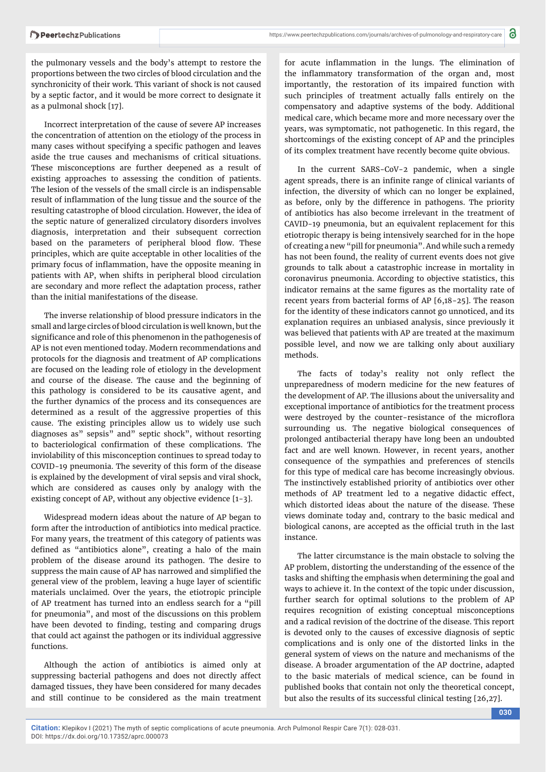the pulmonary vessels and the body's attempt to restore the proportions between the two circles of blood circulation and the synchronicity of their work. This variant of shock is not caused by a septic factor, and it would be more correct to designate it as a pulmonal shock [17].

Incorrect interpretation of the cause of severe AP increases the concentration of attention on the etiology of the process in many cases without specifying a specific pathogen and leaves aside the true causes and mechanisms of critical situations. These misconceptions are further deepened as a result of existing approaches to assessing the condition of patients. The lesion of the vessels of the small circle is an indispensable result of inflammation of the lung tissue and the source of the resulting catastrophe of blood circulation. However, the idea of the septic nature of generalized circulatory disorders involves diagnosis, interpretation and their subsequent correction based on the parameters of peripheral blood flow. These principles, which are quite acceptable in other localities of the primary focus of inflammation, have the opposite meaning in patients with AP, when shifts in peripheral blood circulation are secondary and more reflect the adaptation process, rather than the initial manifestations of the disease.

The inverse relationship of blood pressure indicators in the small and large circles of blood circulation is well known, but the significance and role of this phenomenon in the pathogenesis of AP is not even mentioned today. Modern recommendations and protocols for the diagnosis and treatment of AP complications are focused on the leading role of etiology in the development and course of the disease. The cause and the beginning of this pathology is considered to be its causative agent, and the further dynamics of the process and its consequences are determined as a result of the aggressive properties of this cause. The existing principles allow us to widely use such diagnoses as" sepsis" and" septic shock", without resorting to bacteriological confirmation of these complications. The inviolability of this misconception continues to spread today to COVID-19 pneumonia. The severity of this form of the disease is explained by the development of viral sepsis and viral shock, which are considered as causes only by analogy with the existing concept of AP, without any objective evidence [1-3].

Widespread modern ideas about the nature of AP began to form after the introduction of antibiotics into medical practice. For many years, the treatment of this category of patients was defined as "antibiotics alone", creating a halo of the main problem of the disease around its pathogen. The desire to suppress the main cause of AP has narrowed and simplified the general view of the problem, leaving a huge layer of scientific materials unclaimed. Over the years, the etiotropic principle of AP treatment has turned into an endless search for a "pill for pneumonia", and most of the discussions on this problem have been devoted to finding, testing and comparing drugs that could act against the pathogen or its individual aggressive functions.

Although the action of antibiotics is aimed only at suppressing bacterial pathogens and does not directly affect damaged tissues, they have been considered for many decades and still continue to be considered as the main treatment for acute inflammation in the lungs. The elimination of the inflammatory transformation of the organ and, most importantly, the restoration of its impaired function with such principles of treatment actually falls entirely on the compensatory and adaptive systems of the body. Additional medical care, which became more and more necessary over the years, was symptomatic, not pathogenetic. In this regard, the shortcomings of the existing concept of AP and the principles of its complex treatment have recently become quite obvious.

In the current SARS-CoV-2 pandemic, when a single agent spreads, there is an infinite range of clinical variants of infection, the diversity of which can no longer be explained, as before, only by the difference in pathogens. The priority of antibiotics has also become irrelevant in the treatment of CAVID-19 pneumonia, but an equivalent replacement for this etiotropic therapy is being intensively searched for in the hope of creating a new "pill for pneumonia". And while such a remedy has not been found, the reality of current events does not give grounds to talk about a catastrophic increase in mortality in coronavirus pneumonia. According to objective statistics, this indicator remains at the same figures as the mortality rate of recent years from bacterial forms of AP [6,18-25]. The reason for the identity of these indicators cannot go unnoticed, and its explanation requires an unbiased analysis, since previously it was believed that patients with AP are treated at the maximum possible level, and now we are talking only about auxiliary methods.

The facts of today's reality not only reflect the unpreparedness of modern medicine for the new features of the development of AP. The illusions about the universality and exceptional importance of antibiotics for the treatment process were destroyed by the counter-resistance of the microflora surrounding us. The negative biological consequences of prolonged antibacterial therapy have long been an undoubted fact and are well known. However, in recent years, another consequence of the sympathies and preferences of stencils for this type of medical care has become increasingly obvious. The instinctively established priority of antibiotics over other methods of AP treatment led to a negative didactic effect, which distorted ideas about the nature of the disease. These views dominate today and, contrary to the basic medical and biological canons, are accepted as the official truth in the last instance.

The latter circumstance is the main obstacle to solving the AP problem, distorting the understanding of the essence of the tasks and shifting the emphasis when determining the goal and ways to achieve it. In the context of the topic under discussion, further search for optimal solutions to the problem of AP requires recognition of existing conceptual misconceptions and a radical revision of the doctrine of the disease. This report is devoted only to the causes of excessive diagnosis of septic complications and is only one of the distorted links in the general system of views on the nature and mechanisms of the disease. A broader argumentation of the AP doctrine, adapted to the basic materials of medical science, can be found in published books that contain not only the theoretical concept, but also the results of its successful clinical testing [26,27].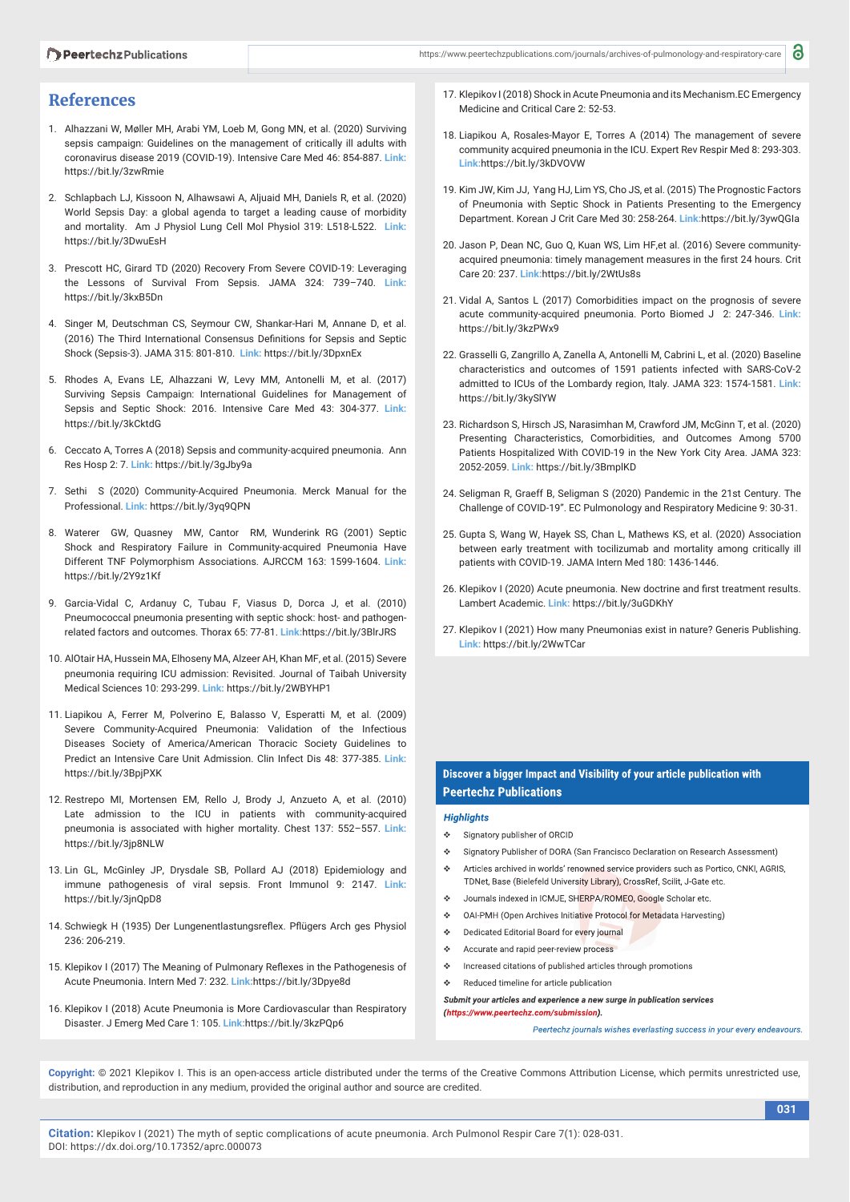## References

1. Alhazzani W, Møller MH, Arabi YM, Loeb M, Gong MN, et al. (2020) Surviving sepsis campaign: Guidelines on the management of critically ill adults with coronavirus disease 2019 (COVID-19). Intensive Care Med 46: 854-887. Link: https://bit.ly/3zwRmie

2. Schlapbach LJ, Kissoon N, Alhawsawi A, Aljuaid MH, Daniels R, et al. (2020) World Sepsis Day: a global agenda to target a leading cause of morbidity and mortality. Am J Physiol Lung Cell Mol Physiol 319: L518-L522. Link: https://bit.ly/3DwuEsH

3. Prescott HC, Girard TD (2020) Recovery From Severe COVID-19: Leveraging the Lessons of Survival From Sepsis. JAMA 324: 739–740. Link: https://bit.ly/3kxB5Dn

4. Singer M, Deutschman CS, Seymour CW, Shankar-Hari M, Annane D, et al. (2016) The Third International Consensus Definitions for Sepsis and Septic Shock (Sepsis-3). JAMA 315: 801-810. Link: https://bit.ly/3DpxnEx

5. Rhodes A, Evans LE, Alhazzani W, Levy MM, Antonelli M, et al. (2017) Surviving Sepsis Campaign: International Guidelines for Management of Sepsis and Septic Shock: 2016. Intensive Care Med 43: 304-377. Link: https://bit.ly/3kCktdG

6. Ceccato A, Torres A (2018) Sepsis and community-acquired pneumonia. Ann Res Hosp 2: 7. Link: https://bit.ly/3gJby9a

7. Sethi S (2020) Community-Acquired Pneumonia. Merck Manual for the Professional. Link: https://bit.ly/3yq9QPN

8. Waterer GW, Quasney MW, Cantor RM, Wunderink RG (2001) Septic Shock and Respiratory Failure in Community-acquired Pneumonia Have Different TNF Polymorphism Associations. AJRCCM 163: 1599-1604. Link: https://bit.ly/2Y9z1Kf

9. Garcia-Vidal C, Ardanuy C, Tubau F, Viasus D, Dorca J, et al. (2010) Pneumococcal pneumonia presenting with septic shock: host- and pathogen-related factors and outcomes. Thorax 65: 77-81. Link:https://bit.ly/3BlrJRS

10. AlOtair HA, Hussein MA, Elhoseny MA, Alzeer AH, Khan MF, et al. (2015) Severe pneumonia requiring ICU admission: Revisited. Journal of Taibah University Medical Sciences 10: 293-299. Link: https://bit.ly/2WBYHP1

11. Liapikou A, Ferrer M, Polverino E, Balasso V, Esperatti M, et al. (2009) Severe Community-Acquired Pneumonia: Validation of the Infectious Diseases Society of America/American Thoracic Society Guidelines to Predict an Intensive Care Unit Admission. Clin Infect Dis 48: 377-385. Link: https://bit.ly/3BpjPXK

12. Restrepo MI, Mortensen EM, Rello J, Brody J, Anzueto A, et al. (2010) Late admission to the ICU in patients with community-acquired pneumonia is associated with higher mortality. Chest 137: 552–557. Link: https://bit.ly/3jp8NLW

13. Lin GL, McGinley JP, Drysdale SB, Pollard AJ (2018) Epidemiology and immune pathogenesis of viral sepsis. Front Immunol 9: 2147. Link: https://bit.ly/3jnQpD8

14. Schwiegk H (1935) Der Lungenentlastungsreflex. Pflügers Arch ges Physiol 236: 206-219.

15. Klepikov I (2017) The Meaning of Pulmonary Reflexes in the Pathogenesis of Acute Pneumonia. Intern Med 7: 232. Link:https://bit.ly/3Dpye8d

16. Klepikov I (2018) Acute Pneumonia is More Cardiovascular than Respiratory Disaster. J Emerg Med Care 1: 105. Link:https://bit.ly/3kzPQp6

17. Klepikov I (2018) Shock in Acute Pneumonia and its Mechanism.EC Emergency Medicine and Critical Care 2: 52-53.

18. Liapikou A, Rosales-Mayor E, Torres A (2014) The management of severe community acquired pneumonia in the ICU. Expert Rev Respir Med 8: 293-303. Link:https://bit.ly/3kDVOVW

19. Kim JW, Kim JJ, Yang HJ, Lim YS, Cho JS, et al. (2015) The Prognostic Factors of Pneumonia with Septic Shock in Patients Presenting to the Emergency Department. Korean J Crit Care Med 30: 258-264. Link:https://bit.ly/3ywQGla

20. Jason P, Dean NC, Guo Q, Kuan WS, Lim HF,et al. (2016) Severe community-acquired pneumonia: timely management measures in the first 24 hours. Crit Care 20: 237. Link:https://bit.ly/2WtUs8s

21. Vidal A, Santos L (2017) Comorbidities impact on the prognosis of severe acute community-acquired pneumonia. Porto Biomed J 2: 247-346. Link: https://bit.ly/3kzPWx9

22. Grasselli G, Zangrillo A, Zanella A, Antonelli M, Cabrini L, et al. (2020) Baseline characteristics and outcomes of 1591 patients infected with SARS-CoV-2 admitted to ICUs of the Lombardy region, Italy. JAMA 323: 1574-1581. Link: https://bit.ly/3kySlYW

23. Richardson S, Hirsch JS, Narasimhan M, Crawford JM, McGinn T, et al. (2020) Presenting Characteristics, Comorbidities, and Outcomes Among 5700 Patients Hospitalized With COVID-19 in the New York City Area. JAMA 323: 2052-2059. Link: https://bit.ly/3BmplKD

24. Seligman R, Graeff B, Seligman S (2020) Pandemic in the 21st Century. The Challenge of COVID-19". EC Pulmonology and Respiratory Medicine 9: 30-31.

25. Gupta S, Wang W, Hayek SS, Chan L, Mathews KS, et al. (2020) Association between early treatment with tocilizumab and mortality among critically ill patients with COVID-19. JAMA Intern Med 180: 1436-1446.

26. Klepikov I (2020) Acute pneumonia. New doctrine and first treatment results. Lambert Academic. Link: https://bit.ly/3uGDKhY

27. Klepikov I (2021) How many Pneumonias exist in nature? Generis Publishing. Link: https://bit.ly/2WwTCar

**Discover a bigger Impact and Visibility of your article publication with Peertechz Publications**

***Highlights***

- Signatory publisher of ORCID
- Signatory Publisher of DORA (San Francisco Declaration on Research Assessment)
- Articles archived in worlds' renowned service providers such as Portico, CNKI, AGRIS, TDNet, Base (Bielefeld University Library), CrossRef, Scilit, J-Gate etc.
- Journals indexed in ICMJE, SHERPA/ROMEO, Google Scholar etc.
- OAI-PMH (Open Archives Initiative Protocol for Metadata Harvesting)
- Dedicated Editorial Board for every journal
- Accurate and rapid peer-review process
- Increased citations of published articles through promotions
- Reduced timeline for article publication

***Submit your articles and experience a new surge in publication services (https://www.peertechz.com/submission).***

*Peertechz journals wishes everlasting success in your every endeavours.*

**Copyright:** © 2021 Klepikov I. This is an open-access article distributed under the terms of the Creative Commons Attribution License, which permits unrestricted use, distribution, and reproduction in any medium, provided the original author and source are credited.